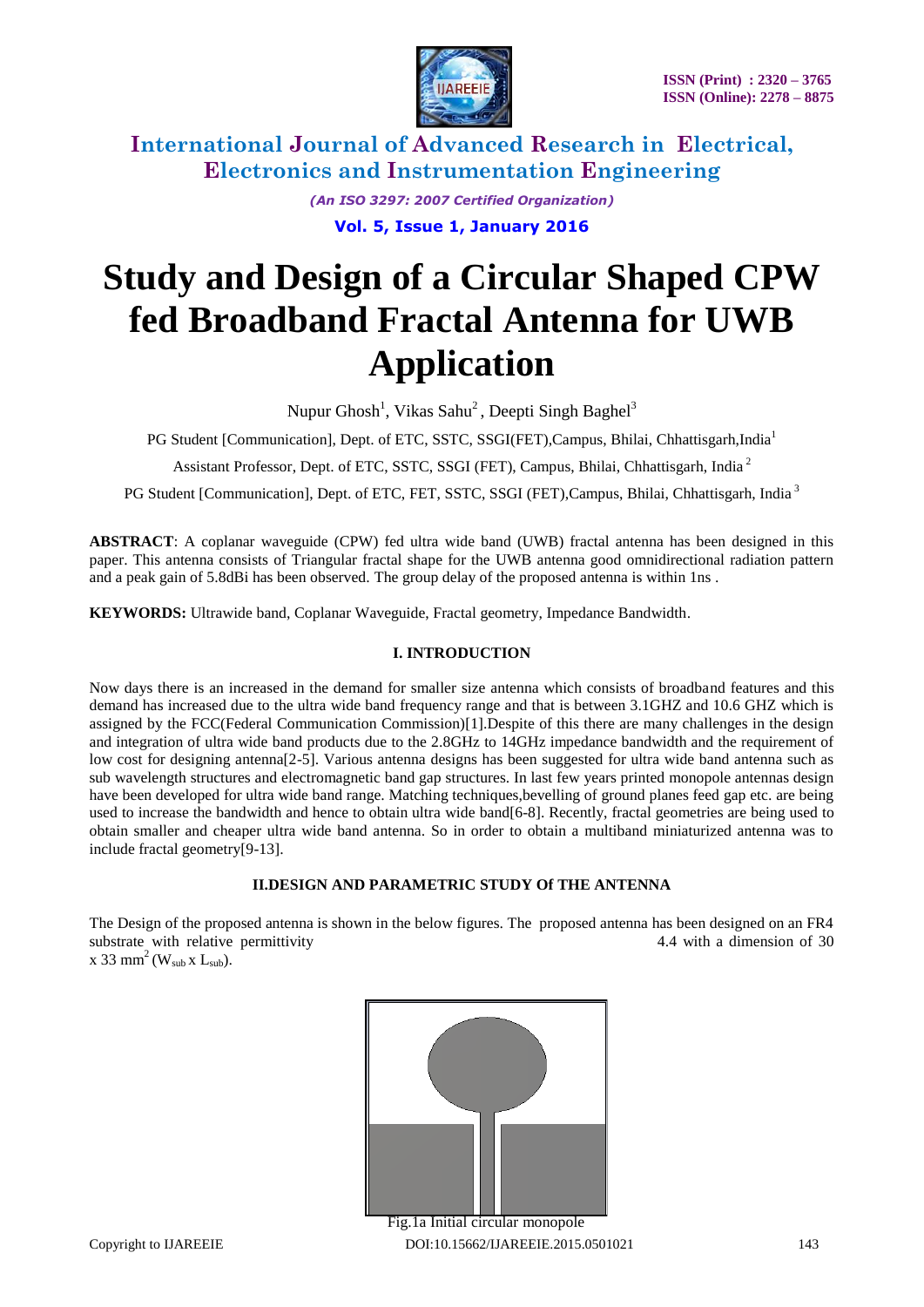# Study and Design of a Circular Shaped CPW fed Broadband Fractal Antenna for UWB Application

Nupur Ghosh[1], Vikas Sahu[2], Deepti Singh Baghel[3]

PG Student [Communication], Dept. of ETC, SSTC, SSGI(FET),Campus, Bhilai, Chhattisgarh,India[1]

Assistant Professor, Dept. of ETC, SSTC, SSGI (FET), Campus, Bhilai, Chhattisgarh, India [2]

PG Student [Communication], Dept. of ETC, FET, SSTC, SSGI (FET),Campus, Bhilai, Chhattisgarh, India [3]

**ABSTRACT**: A coplanar waveguide (CPW) fed ultra wide band (UWB) fractal antenna has been designed in this paper. This antenna consists of Triangular fractal shape for the UWB antenna good omnidirectional radiation pattern and a peak gain of 5.8dBi has been observed. The group delay of the proposed antenna is within 1ns .

**KEYWORDS:** Ultrawide band, Coplanar Waveguide, Fractal geometry, Impedance Bandwidth.

## I. INTRODUCTION

Now days there is an increased in the demand for smaller size antenna which consists of broadband features and this demand has increased due to the ultra wide band frequency range and that is between 3.1GHZ and 10.6 GHZ which is assigned by the FCC(Federal Communication Commission)[1].Despite of this there are many challenges in the design and integration of ultra wide band products due to the 2.8GHz to 14GHz impedance bandwidth and the requirement of low cost for designing antenna[2-5]. Various antenna designs has been suggested for ultra wide band antenna such as sub wavelength structures and electromagnetic band gap structures. In last few years printed monopole antennas design have been developed for ultra wide band range. Matching techniques,bevelling of ground planes feed gap etc. are being used to increase the bandwidth and hence to obtain ultra wide band[6-8]. Recently, fractal geometries are being used to obtain smaller and cheaper ultra wide band antenna. So in order to obtain a multiband miniaturized antenna was to include fractal geometry[9-13].

## II.DESIGN AND PARAMETRIC STUDY Of THE ANTENNA

The Design of the proposed antenna is shown in the below figures. The proposed antenna has been designed on an FR4 substrate with relative permittivity 4.4 with a dimension of 30 x 33 $mm^2$ ($W_{sub}$ x $L_{sub}$).

Fig.1a Initial circular monopole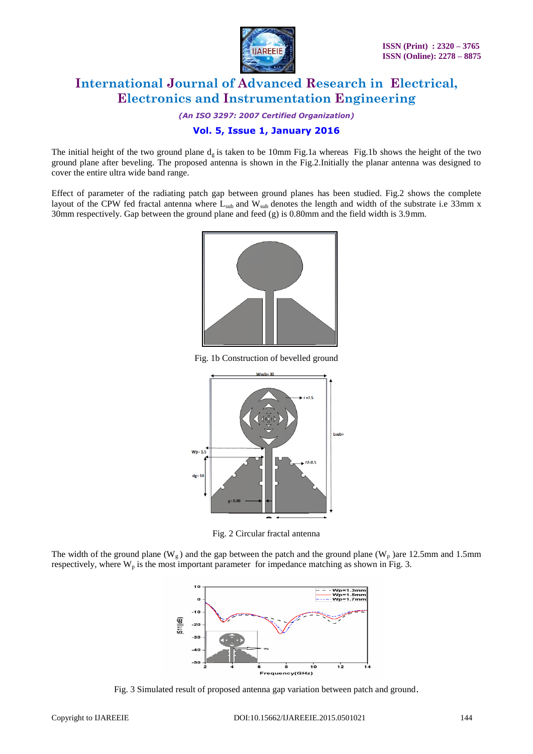The initial height of the two ground plane $d_g$ is taken to be 10mm Fig.1a whereas Fig.1b shows the height of the two ground plane after beveling. The proposed antenna is shown in the Fig.2.Initially the planar antenna was designed to cover the entire ultra wide band range.

Effect of parameter of the radiating patch gap between ground planes has been studied. Fig.2 shows the complete layout of the CPW fed fractal antenna where $L_{sub}$ and $W_{sub}$ denotes the length and width of the substrate i.e 33mm x 30mm respectively. Gap between the ground plane and feed (g) is 0.80mm and the field width is 3.9mm.

Fig. 1b Construction of bevelled ground

Fig. 2 Circular fractal antenna

The width of the ground plane ($W_g$) and the gap between the patch and the ground plane ($W_p$) are 12.5mm and 1.5mm respectively, where $W_p$ is the most important parameter for impedance matching as shown in Fig. 3.

Fig. 3 Simulated result of proposed antenna gap variation between patch and ground.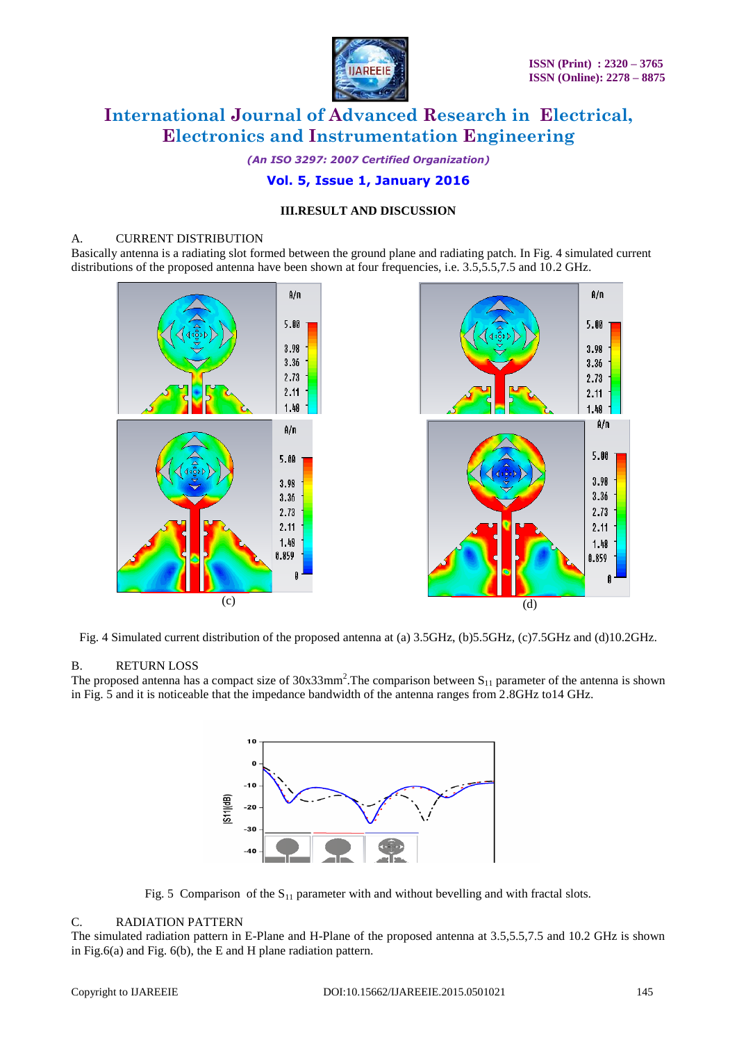## III.RESULT AND DISCUSSION

### A. CURRENT DISTRIBUTION

Basically antenna is a radiating slot formed between the ground plane and radiating patch. In Fig. 4 simulated current distributions of the proposed antenna have been shown at four frequencies, i.e. 3.5,5.5,7.5 and 10.2 GHz.

Fig. 4 Simulated current distribution of the proposed antenna at (a) 3.5GHz, (b)5.5GHz, (c)7.5GHz and (d)10.2GHz.

### B. RETURN LOSS

The proposed antenna has a compact size of 30x33mm$^2$.The comparison between $S_{11}$ parameter of the antenna is shown in Fig. 5 and it is noticeable that the impedance bandwidth of the antenna ranges from 2.8GHz to14 GHz.

Fig. 5 Comparison of the $S_{11}$ parameter with and without bevelling and with fractal slots.

### C. RADIATION PATTERN

The simulated radiation pattern in E-Plane and H-Plane of the proposed antenna at 3.5,5.5,7.5 and 10.2 GHz is shown in Fig.6(a) and Fig. 6(b), the E and H plane radiation pattern.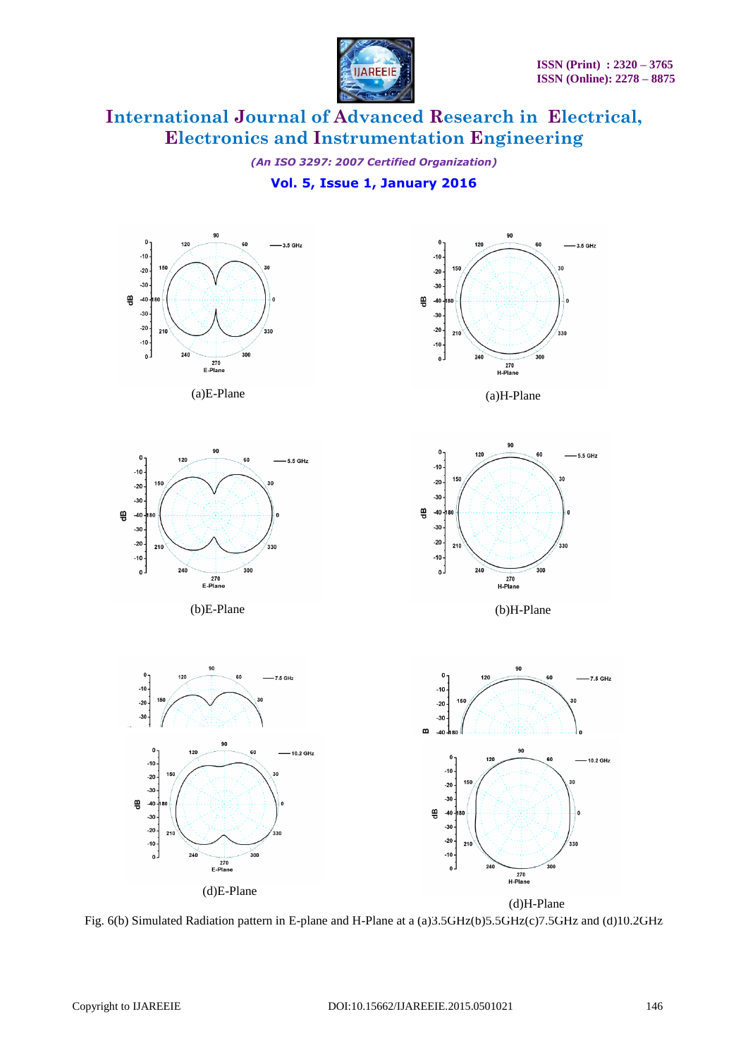(a)E-Plane

(a)H-Plane

(b)E-Plane

(b)H-Plane

(d)E-Plane

(d)H-Plane

Fig. 6(b) Simulated Radiation pattern in E-plane and H-Plane at a (a)3.5GHz(b)5.5GHz(c)7.5GHz and (d)10.2GHz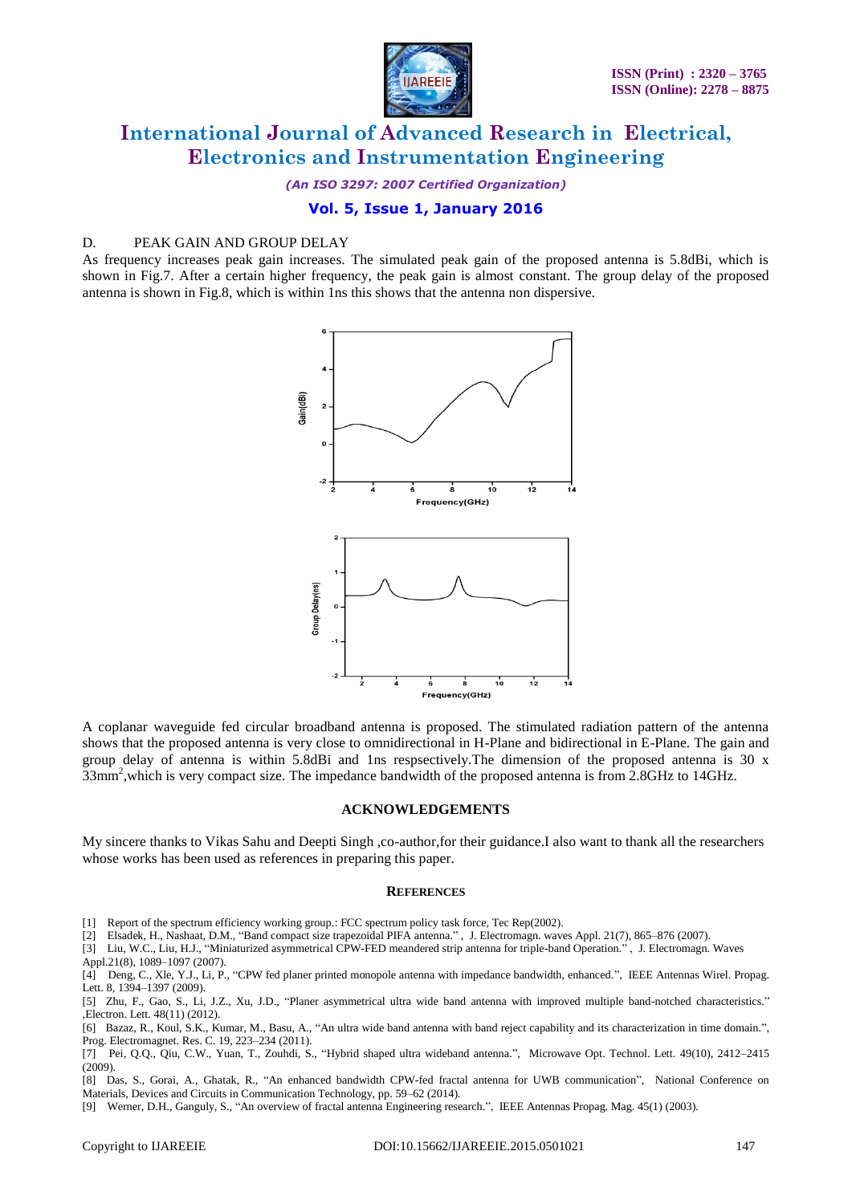D. PEAK GAIN AND GROUP DELAY

As frequency increases peak gain increases. The simulated peak gain of the proposed antenna is 5.8dBi, which is shown in Fig.7. After a certain higher frequency, the peak gain is almost constant. The group delay of the proposed antenna is shown in Fig.8, which is within 1ns this shows that the antenna non dispersive.

A coplanar waveguide fed circular broadband antenna is proposed. The stimulated radiation pattern of the antenna shows that the proposed antenna is very close to omnidirectional in H-Plane and bidirectional in E-Plane. The gain and group delay of antenna is within 5.8dBi and 1ns respsectively.The dimension of the proposed antenna is 30 x $33mm^2$,which is very compact size. The impedance bandwidth of the proposed antenna is from 2.8GHz to 14GHz.

## ACKNOWLEDGEMENTS

My sincere thanks to Vikas Sahu and Deepti Singh ,co-author,for their guidance.I also want to thank all the researchers whose works has been used as references in preparing this paper.

## REFERENCES

[1] Report of the spectrum efficiency working group.: FCC spectrum policy task force, Tec Rep(2002).

[2] Elsadek, H., Nashaat, D.M., "Band compact size trapezoidal PIFA antenna." , J. Electromagn. waves Appl. 21(7), 865–876 (2007).

[3] Liu, W.C., Liu, H.J., "Miniaturized asymmetrical CPW-FED meandered strip antenna for triple-band Operation." , J. Electromagn. Waves Appl.21(8), 1089–1097 (2007).

[4] Deng, C., Xle, Y.J., Li, P., "CPW fed planer printed monopole antenna with impedance bandwidth, enhanced.", IEEE Antennas Wirel. Propag. Lett. 8, 1394–1397 (2009).

[5] Zhu, F., Gao, S., Li, J.Z., Xu, J.D., "Planer asymmetrical ultra wide band antenna with improved multiple band-notched characteristics." ,Electron. Lett. 48(11) (2012).

[6] Bazaz, R., Koul, S.K., Kumar, M., Basu, A., "An ultra wide band antenna with band reject capability and its characterization in time domain.", Prog. Electromagnet. Res. C. 19, 223–234 (2011).

[7] Pei, Q.Q., Qiu, C.W., Yuan, T., Zouhdi, S., "Hybrid shaped ultra wideband antenna.", Microwave Opt. Technol. Lett. 49(10), 2412–2415 (2009).

[8] Das, S., Gorai, A., Ghatak, R., "An enhanced bandwidth CPW-fed fractal antenna for UWB communication", National Conference on Materials, Devices and Circuits in Communication Technology, pp. 59–62 (2014).

[9] Werner, D.H., Ganguly, S., "An overview of fractal antenna Engineering research.", IEEE Antennas Propag. Mag. 45(1) (2003).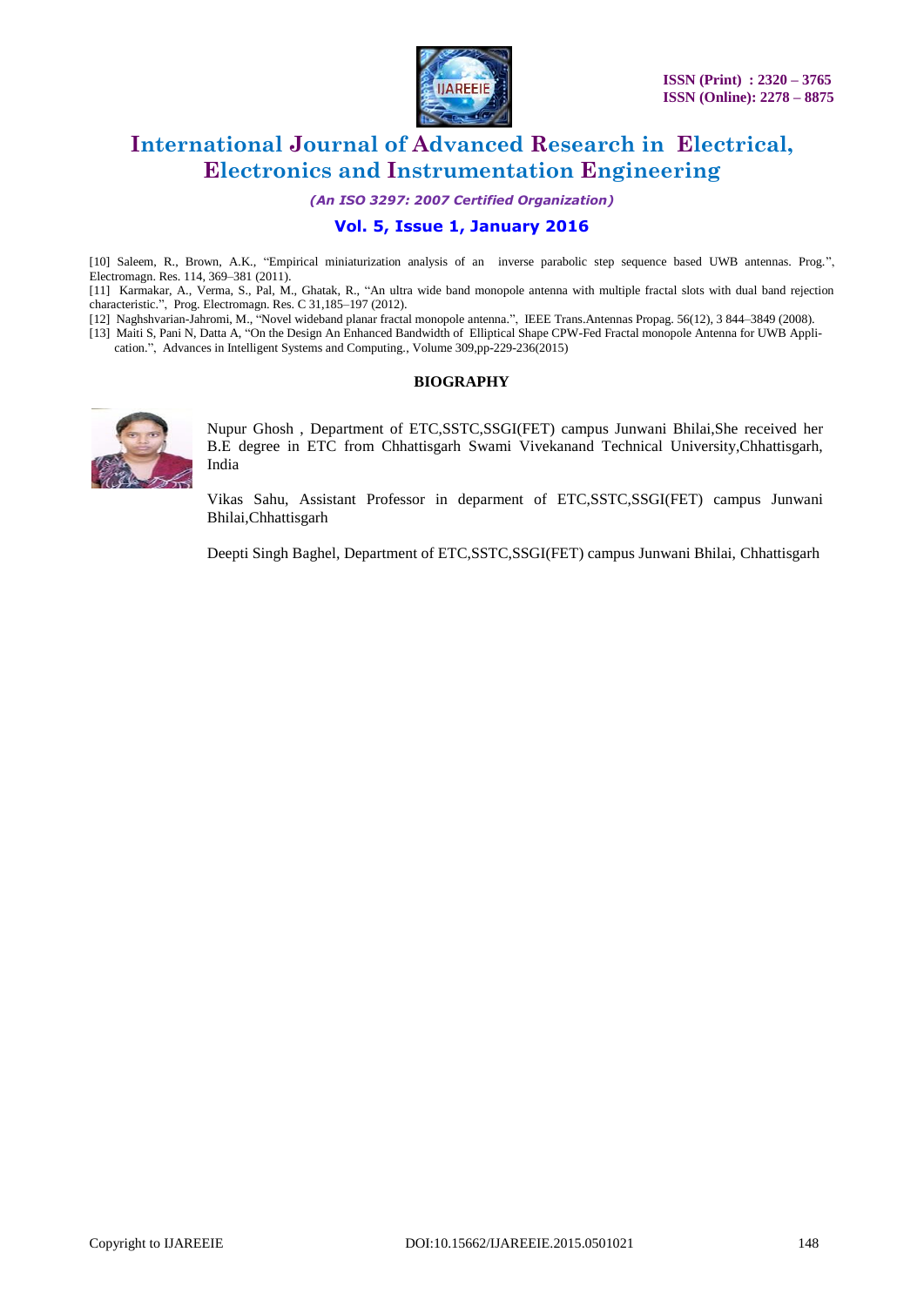[10] Saleem, R., Brown, A.K., "Empirical miniaturization analysis of an inverse parabolic step sequence based UWB antennas. Prog.", Electromagn. Res. 114, 369–381 (2011).

[11] Karmakar, A., Verma, S., Pal, M., Ghatak, R., "An ultra wide band monopole antenna with multiple fractal slots with dual band rejection characteristic.", Prog. Electromagn. Res. C 31,185–197 (2012).

[12] Naghshvarian-Jahromi, M., "Novel wideband planar fractal monopole antenna.", IEEE Trans.Antennas Propag. 56(12), 3 844–3849 (2008).

[13] Maiti S, Pani N, Datta A, "On the Design An Enhanced Bandwidth of Elliptical Shape CPW-Fed Fractal monopole Antenna for UWB Application.", Advances in Intelligent Systems and Computing., Volume 309,pp-229-236(2015)

## BIOGRAPHY

Nupur Ghosh , Department of ETC,SSTC,SSGI(FET) campus Junwani Bhilai,She received her B.E degree in ETC from Chhattisgarh Swami Vivekanand Technical University,Chhattisgarh, India

Vikas Sahu, Assistant Professor in deparment of ETC,SSTC,SSGI(FET) campus Junwani Bhilai,Chhattisgarh

Deepti Singh Baghel, Department of ETC,SSTC,SSGI(FET) campus Junwani Bhilai, Chhattisgarh